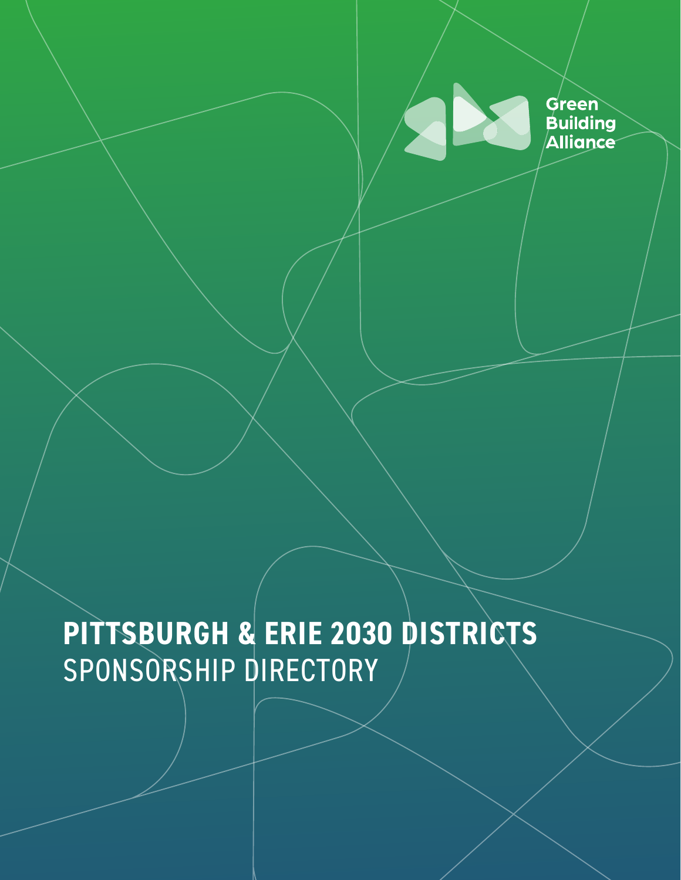Green Building Alliance

# PITTSBURGH & ERIE 2030 DISTRICTS
## SPONSORSHIP DIRECTORY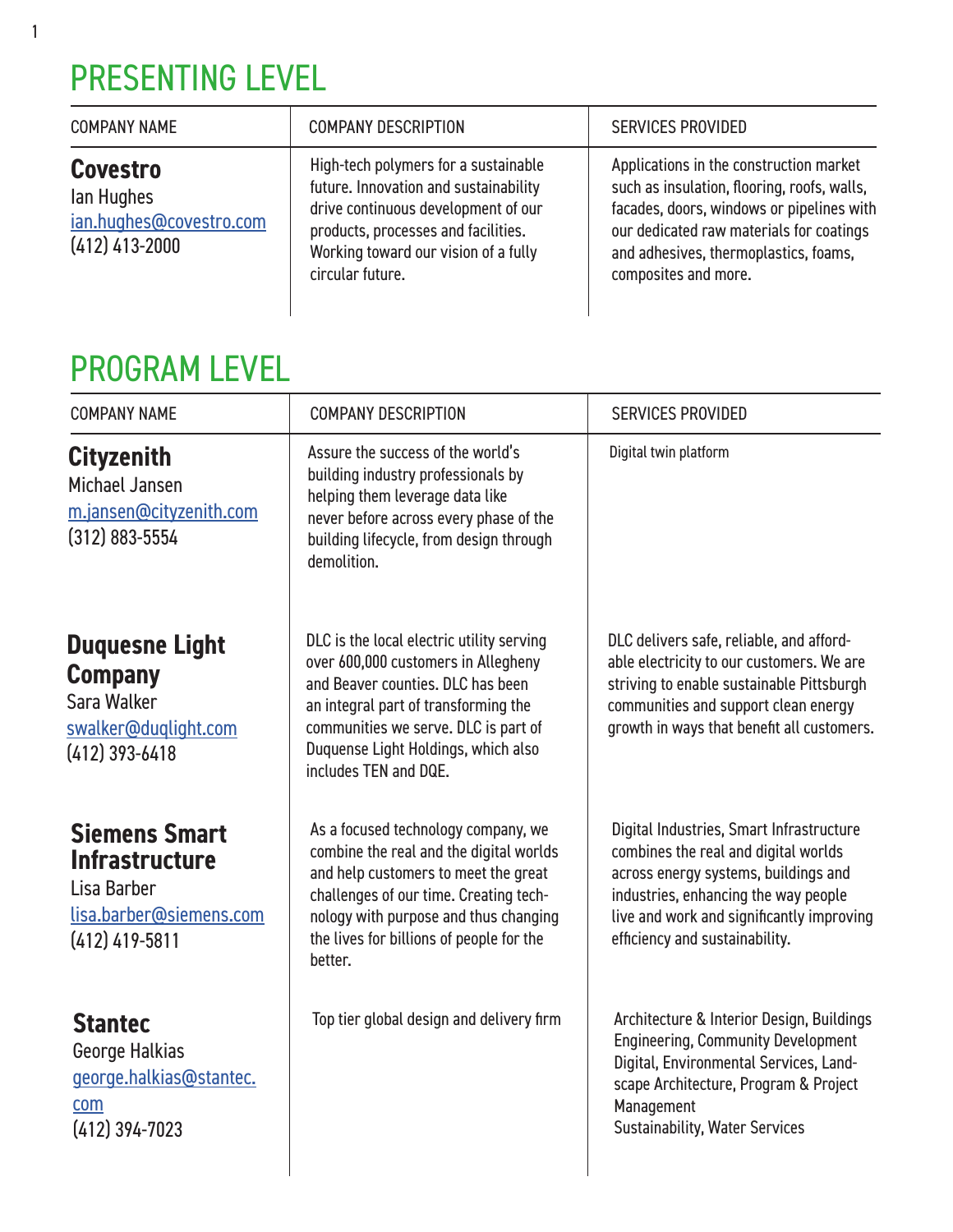# PRESENTING LEVEL

| COMPANY NAME | COMPANY DESCRIPTION | SERVICES PROVIDED |
|---|---|---|
| **Covestro**<br>Ian Hughes<br>ian.hughes@covestro.com<br>(412) 413-2000 | High-tech polymers for a sustainable future. Innovation and sustainability drive continuous development of our products, processes and facilities. Working toward our vision of a fully circular future. | Applications in the construction market such as insulation, flooring, roofs, walls, facades, doors, windows or pipelines with our dedicated raw materials for coatings and adhesives, thermoplastics, foams, composites and more. |

# PROGRAM LEVEL

| COMPANY NAME | COMPANY DESCRIPTION | SERVICES PROVIDED |
|---|---|---|
| **Cityzenith**<br>Michael Jansen<br>m.jansen@cityzenith.com<br>(312) 883-5554 | Assure the success of the world's building industry professionals by helping them leverage data like never before across every phase of the building lifecycle, from design through demolition. | Digital twin platform |
| **Duquesne Light Company**<br>Sara Walker<br>swalker@duqlight.com<br>(412) 393-6418 | DLC is the local electric utility serving over 600,000 customers in Allegheny and Beaver counties. DLC has been an integral part of transforming the communities we serve. DLC is part of Duquense Light Holdings, which also includes TEN and DQE. | DLC delivers safe, reliable, and affordable electricity to our customers. We are striving to enable sustainable Pittsburgh communities and support clean energy growth in ways that benefit all customers. |
| **Siemens Smart Infrastructure**<br>Lisa Barber<br>lisa.barber@siemens.com<br>(412) 419-5811 | As a focused technology company, we combine the real and the digital worlds and help customers to meet the great challenges of our time. Creating technology with purpose and thus changing the lives for billions of people for the better. | Digital Industries, Smart Infrastructure combines the real and digital worlds across energy systems, buildings and industries, enhancing the way people live and work and significantly improving efficiency and sustainability. |
| **Stantec**<br>George Halkias<br>george.halkias@stantec.com<br>(412) 394-7023 | Top tier global design and delivery firm | Architecture & Interior Design, Buildings Engineering, Community Development Digital, Environmental Services, Landscape Architecture, Program & Project Management<br>Sustainability, Water Services |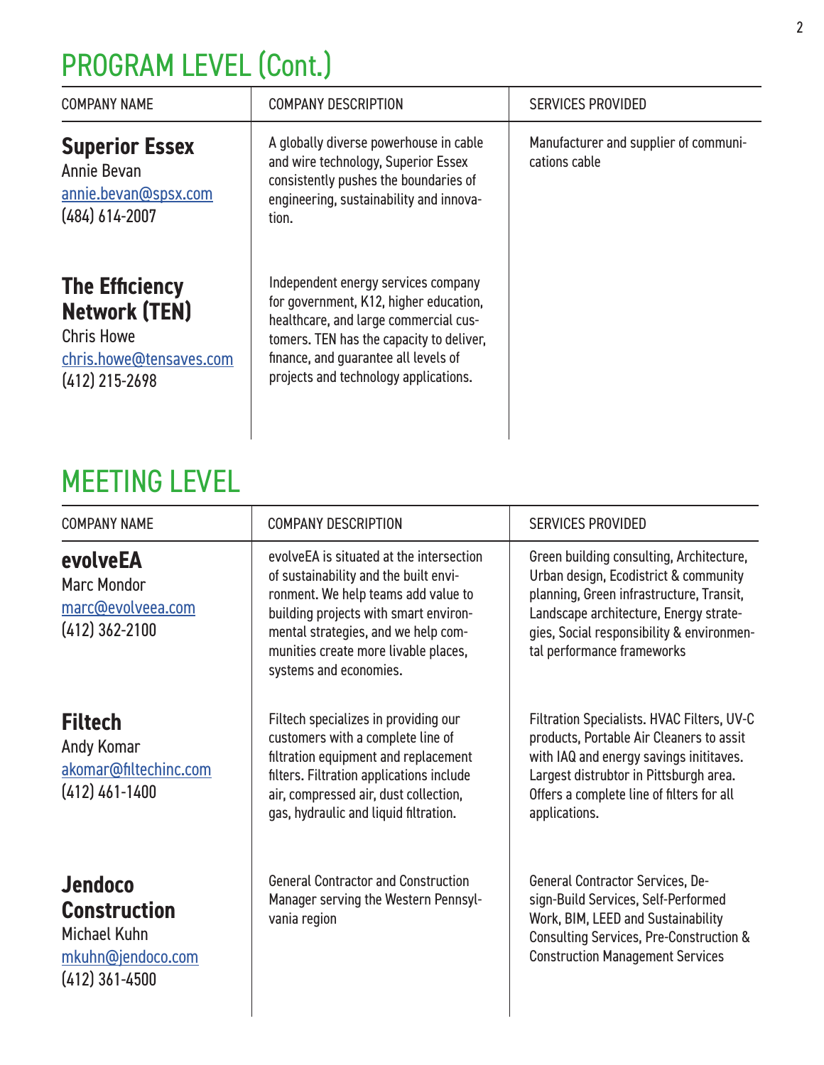# PROGRAM LEVEL (Cont.)

| COMPANY NAME | COMPANY DESCRIPTION | SERVICES PROVIDED |
|---|---|---|
| **Superior Essex**<br>Annie Bevan<br>annie.bevan@spsx.com<br>(484) 614-2007 | A globally diverse powerhouse in cable and wire technology, Superior Essex consistently pushes the boundaries of engineering, sustainability and innovation. | Manufacturer and supplier of communications cable |
| **The Efficiency Network (TEN)**<br>Chris Howe<br>chris.howe@tensaves.com<br>(412) 215-2698 | Independent energy services company for government, K12, higher education, healthcare, and large commercial customers. TEN has the capacity to deliver, finance, and guarantee all levels of projects and technology applications. | |

# MEETING LEVEL

| COMPANY NAME | COMPANY DESCRIPTION | SERVICES PROVIDED |
|---|---|---|
| **evolveEA**<br>Marc Mondor<br>marc@evolveea.com<br>(412) 362-2100 | evolveEA is situated at the intersection of sustainability and the built environment. We help teams add value to building projects with smart environmental strategies, and we help communities create more livable places, systems and economies. | Green building consulting, Architecture, Urban design, Ecodistrict & community planning, Green infrastructure, Transit, Landscape architecture, Energy strategies, Social responsibility & environmental performance frameworks |
| **Filtech**<br>Andy Komar<br>akomar@filtechinc.com<br>(412) 461-1400 | Filtech specializes in providing our customers with a complete line of filtration equipment and replacement filters. Filtration applications include air, compressed air, dust collection, gas, hydraulic and liquid filtration. | Filtration Specialists. HVAC Filters, UV-C products, Portable Air Cleaners to assit with IAQ and energy savings inititaves. Largest distrubtor in Pittsburgh area. Offers a complete line of filters for all applications. |
| **Jendoco Construction**<br>Michael Kuhn<br>mkuhn@jendoco.com<br>(412) 361-4500 | General Contractor and Construction Manager serving the Western Pennsylvania region | General Contractor Services, Design-Build Services, Self-Performed Work, BIM, LEED and Sustainability Consulting Services, Pre-Construction & Construction Management Services |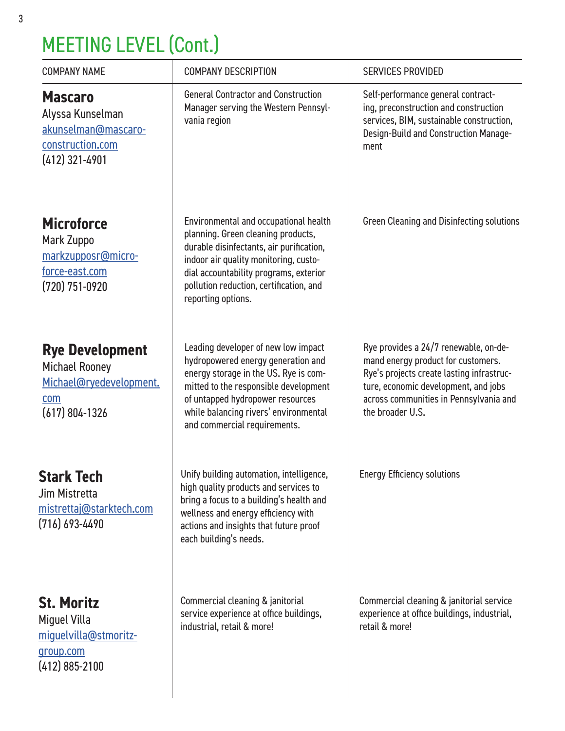# MEETING LEVEL (Cont.)

| COMPANY NAME | COMPANY DESCRIPTION | SERVICES PROVIDED |
|---|---|---|
| **Mascaro**<br>Alyssa Kunselman<br>akunselman@mascaro-construction.com<br>(412) 321-4901 | General Contractor and Construction Manager serving the Western Pennsylvania region | Self-performance general contracting, preconstruction and construction services, BIM, sustainable construction, Design-Build and Construction Management |
| **Microforce**<br>Mark Zuppo<br>markzupposr@micro-force-east.com<br>(720) 751-0920 | Environmental and occupational health planning. Green cleaning products, durable disinfectants, air purification, indoor air quality monitoring, custodial accountability programs, exterior pollution reduction, certification, and reporting options. | Green Cleaning and Disinfecting solutions |
| **Rye Development**<br>Michael Rooney<br>Michael@ryedevelopment.com<br>(617) 804-1326 | Leading developer of new low impact hydropowered energy generation and energy storage in the US. Rye is committed to the responsible development of untapped hydropower resources while balancing rivers' environmental and commercial requirements. | Rye provides a 24/7 renewable, on-demand energy product for customers. Rye's projects create lasting infrastructure, economic development, and jobs across communities in Pennsylvania and the broader U.S. |
| **Stark Tech**<br>Jim Mistretta<br>mistrettaj@starktech.com<br>(716) 693-4490 | Unify building automation, intelligence, high quality products and services to bring a focus to a building's health and wellness and energy efficiency with actions and insights that future proof each building's needs. | Energy Efficiency solutions |
| **St. Moritz**<br>Miguel Villa<br>miguelvilla@stmoritz-group.com<br>(412) 885-2100 | Commercial cleaning & janitorial service experience at office buildings, industrial, retail & more! | Commercial cleaning & janitorial service experience at office buildings, industrial, retail & more! |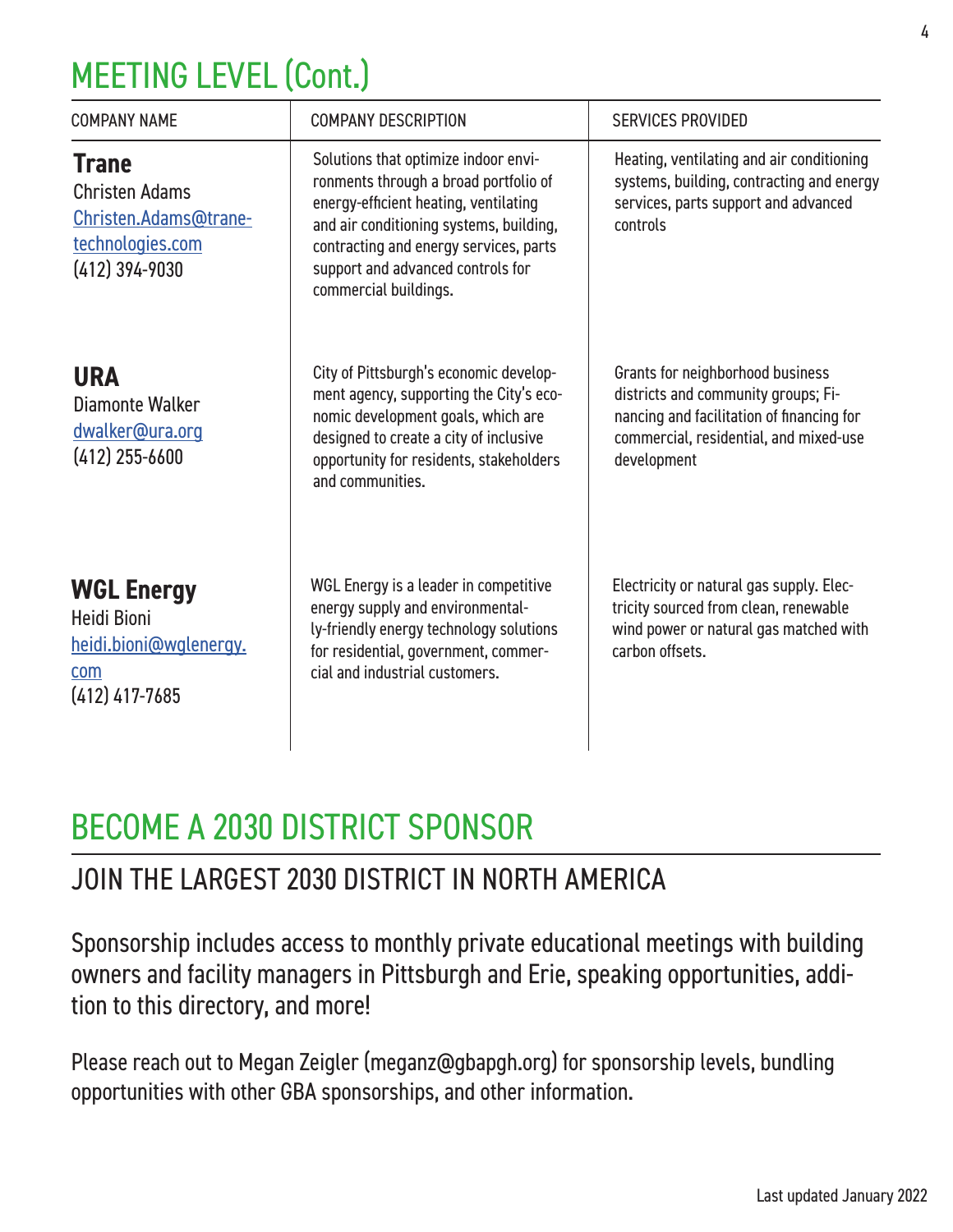# MEETING LEVEL (Cont.)

| COMPANY NAME | COMPANY DESCRIPTION | SERVICES PROVIDED |
|---|---|---|
| **Trane**<br>Christen Adams<br>Christen.Adams@trane-technologies.com<br>(412) 394-9030 | Solutions that optimize indoor environments through a broad portfolio of energy-efficient heating, ventilating and air conditioning systems, building, contracting and energy services, parts support and advanced controls for commercial buildings. | Heating, ventilating and air conditioning systems, building, contracting and energy services, parts support and advanced controls |
| **URA**<br>Diamonte Walker<br>dwalker@ura.org<br>(412) 255-6600 | City of Pittsburgh's economic development agency, supporting the City's economic development goals, which are designed to create a city of inclusive opportunity for residents, stakeholders and communities. | Grants for neighborhood business districts and community groups; Financing and facilitation of financing for commercial, residential, and mixed-use development |
| **WGL Energy**<br>Heidi Bioni<br>heidi.bioni@wglenergy.com<br>(412) 417-7685 | WGL Energy is a leader in competitive energy supply and environmentally-friendly energy technology solutions for residential, government, commercial and industrial customers. | Electricity or natural gas supply. Electricity sourced from clean, renewable wind power or natural gas matched with carbon offsets. |

# BECOME A 2030 DISTRICT SPONSOR

## JOIN THE LARGEST 2030 DISTRICT IN NORTH AMERICA

Sponsorship includes access to monthly private educational meetings with building owners and facility managers in Pittsburgh and Erie, speaking opportunities, addition to this directory, and more!

Please reach out to Megan Zeigler (meganz@gbapgh.org) for sponsorship levels, bundling opportunities with other GBA sponsorships, and other information.

Last updated January 2022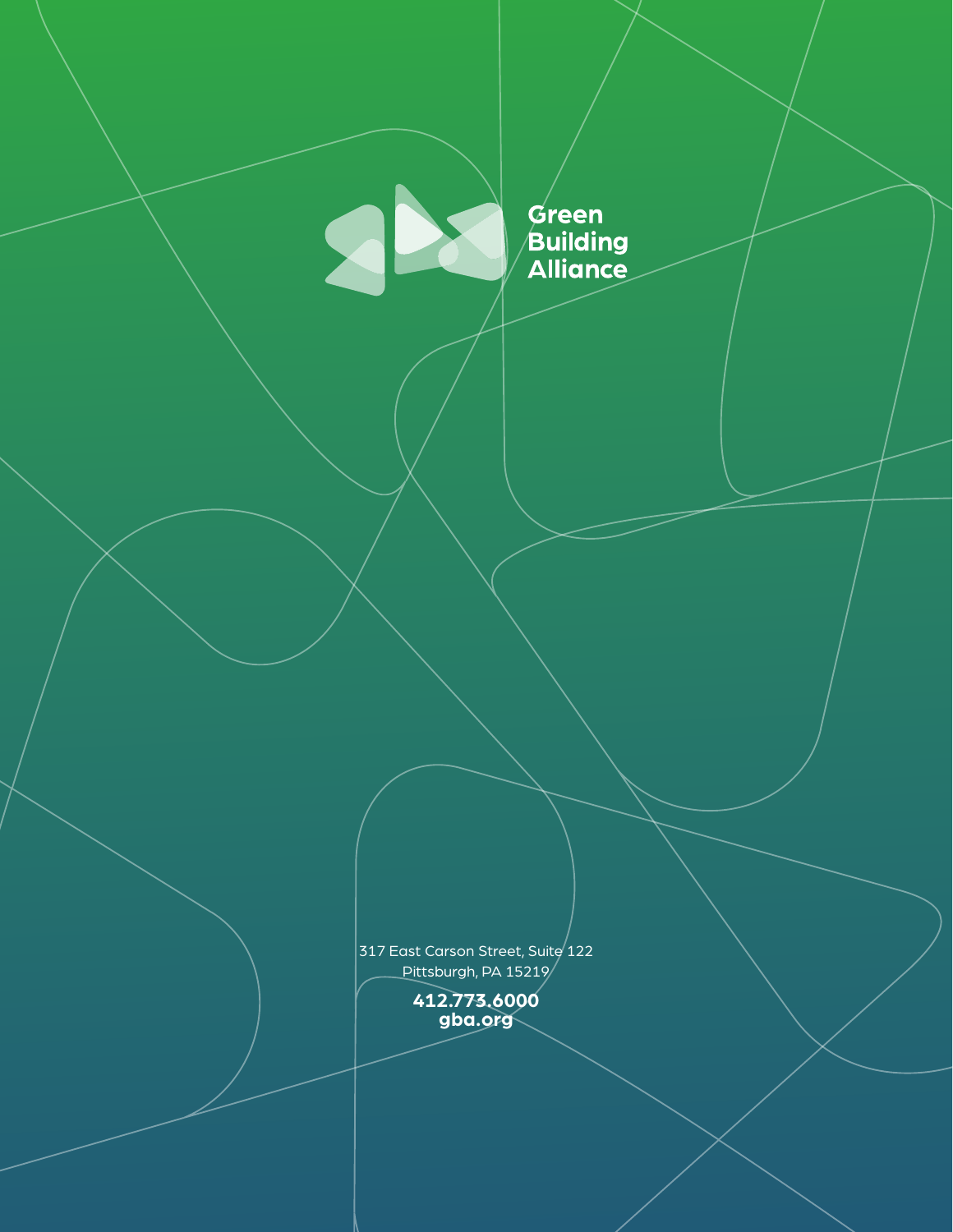Green
Building
Alliance

317 East Carson Street, Suite 122
Pittsburgh, PA 15219

**412.773.6000**
**gba.org**